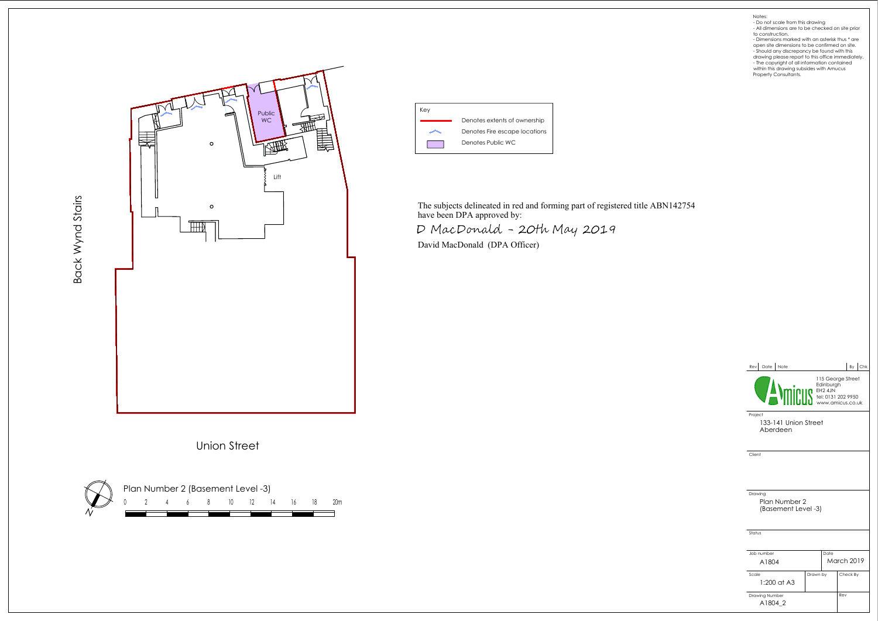Notes:
- Do not scale from this drawing
- All dimensions are to be checked on site prior to construction.
- Dimensions marked with an asterisk thus * are open site dimensions to be confirmed on site.
- Should any discrepancy be found with this drawing please report to this office immediately.
- The copyright of all information contained within this drawing subsides with Amucus Property Consultants.

Key

- Denotes extents of ownership
- Denotes Fire escape locations
- Denotes Public WC

Back Wynd Stairs

Public WC

Lift

Union Street

Plan Number 2 (Basement Level -3)

0 2 4 6 8 10 12 14 16 18 20m

N

The subjects delineated in red and forming part of registered title ABN142754 have been DPA approved by:

*D MacDonald - 20th May 2019*

David MacDonald (DPA Officer)

| Rev | Date | Note | By | Chk |
|---|---|---|---|---|

Amicus
115 George Street
Edinburgh
EH2 4JN
tel: 0131 202 9950
www.amicus.co.uk

Project
133-141 Union Street
Aberdeen

Client

Drawing
Plan Number 2
(Basement Level -3)

Status

| Job number | | Date |
|---|---|---|
| A1804 | | March 2019 |
| Scale | Drawn by | Check By |
| 1:200 at A3 | | |
| Drawing Number | | Rev |
| A1804_2 | | |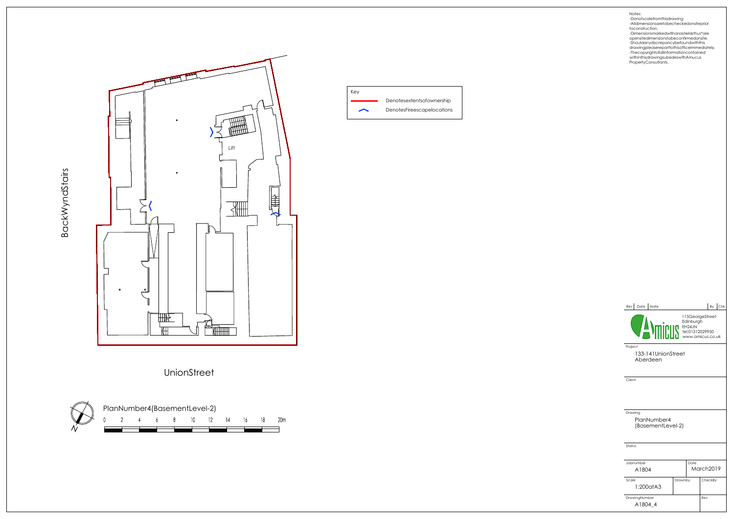Notes:
- Donotscalefromthisdrawing
- Alldimensionsaretobecheckedonsitepriortoconstruction.
- Dimensionsmarkedwithanasteriskthus*areopensitedimensionstobeconfirmedonsite.
- Shouldanydiscrepancybefoundwiththisdrawingpleasereporttothisofficeimmediately.
- Thecopyrightofallinformationcontainedwithinthisdrawingsubsideswith Amucus PropertyConsultants.

Key

- Denotesextentsofownership
- DenotesFireescapelocations

Lift

BackWyndStairs

UnionStreet

PlanNumber4(BasementLevel-2)

0 2 4 6 8 10 12 14 16 18 20m

N

| Rev | Date | Note | By | Chk |
|---|---|---|---|---|

Amicus
115GeorgeStreet
Edinburgh
EH24JN
tel:01312029950
www.amicus.co.uk

Project
133-141UnionStreet
Aberdeen

Client

Drawing
PlanNumber4
(BasementLevel-2)

Status

| Jobnumber | | Date | |
|---|---|---|---|
| A1804 | | March2019 | |
| Scale | Drawnby | | CheckBy |
| 1:200atA3 | | | |
| DrawingNumber | | | Rev |
| A1804_4 | | | |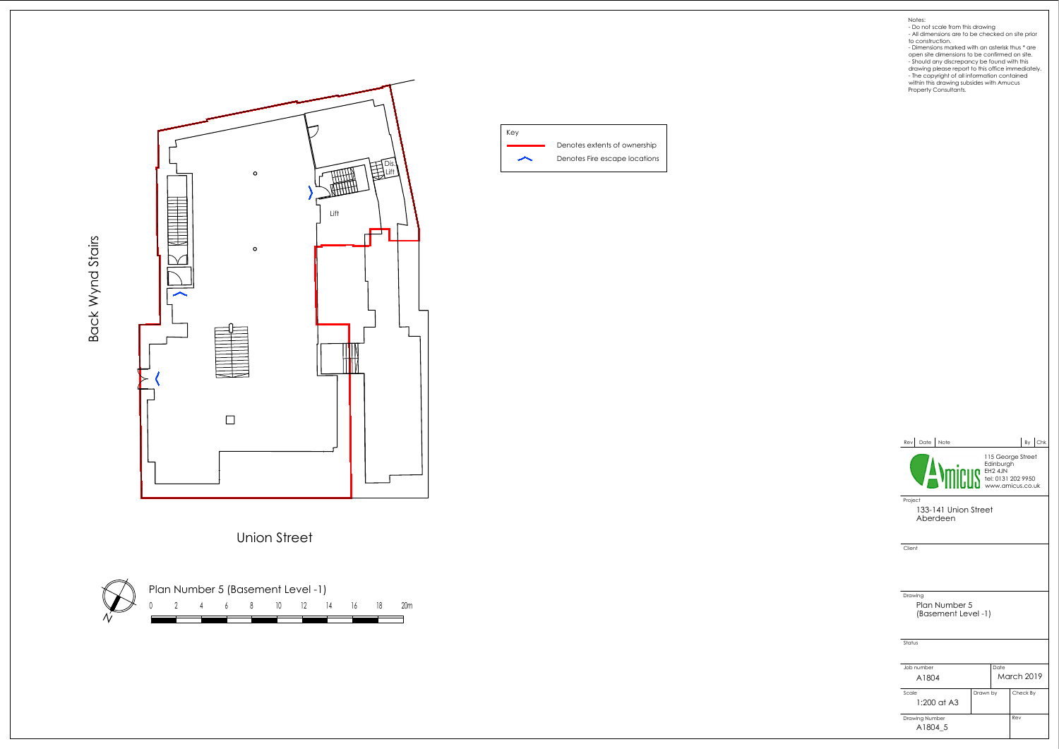Back Wynd Stairs

Lift

Dis. Lift

Union Street

Key

- Denotes extents of ownership
- Denotes Fire escape locations

Plan Number 5 (Basement Level -1)

0 2 4 6 8 10 12 14 16 18 20m

N

Notes:
- Do not scale from this drawing
- All dimensions are to be checked on site prior to construction.
- Dimensions marked with an asterisk thus * are open site dimensions to be confirmed on site.
- Should any discrepancy be found with this drawing please report to this office immediately.
- The copyright of all information contained within this drawing subsides with Amucus Property Consultants.

| Rev | Date | Note | By | Chk |
|---|---|---|---|---|

Amicus
115 George Street
Edinburgh
EH2 4JN
tel: 0131 202 9950
www.amicus.co.uk

Project
133-141 Union Street
Aberdeen

Client

Drawing
Plan Number 5
(Basement Level -1)

Status

| Job number | | Date |
|---|---|---|
| A1804 | | March 2019 |
| **Scale** | **Drawn by** | **Check By** |
| 1:200 at A3 | | |
| **Drawing Number** | | **Rev** |
| A1804_5 | | |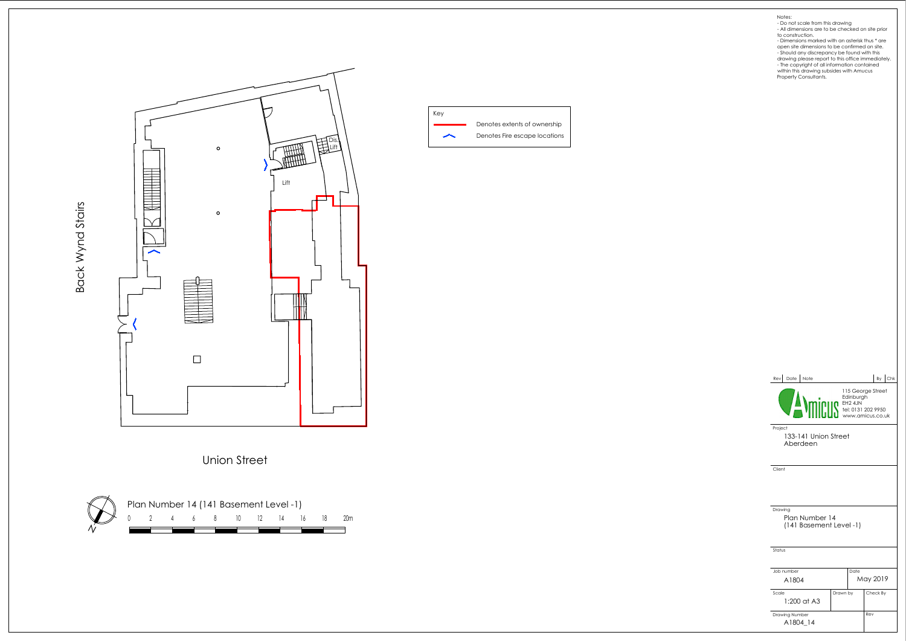Back Wynd Stairs

Dis. Lift

Lift

Union Street

Key

- Denotes extents of ownership
- Denotes Fire escape locations

Plan Number 14 (141 Basement Level -1)

0 2 4 6 8 10 12 14 16 18 20m

N

Notes:
- Do not scale from this drawing
- All dimensions are to be checked on site prior to construction.
- Dimensions marked with an asterisk thus * are open site dimensions to be confirmed on site.
- Should any discrepancy be found with this drawing please report to this office immediately.
- The copyright of all information contained within this drawing subsides with Amucus Property Consultants.

| Rev | Date | Note | By | Chk |
| --- | --- | --- | --- | --- |

Amicus
115 George Street
Edinburgh
EH2 4JN
tel: 0131 202 9950
www.amicus.co.uk

Project
133-141 Union Street
Aberdeen

Client

Drawing
Plan Number 14
(141 Basement Level -1)

Status

| Job number | | Date |
| --- | --- | --- |
| A1804 | | May 2019 |
| Scale | Drawn by | Check By |
| 1:200 at A3 | | |
| Drawing Number | | Rev |
| A1804_14 | | |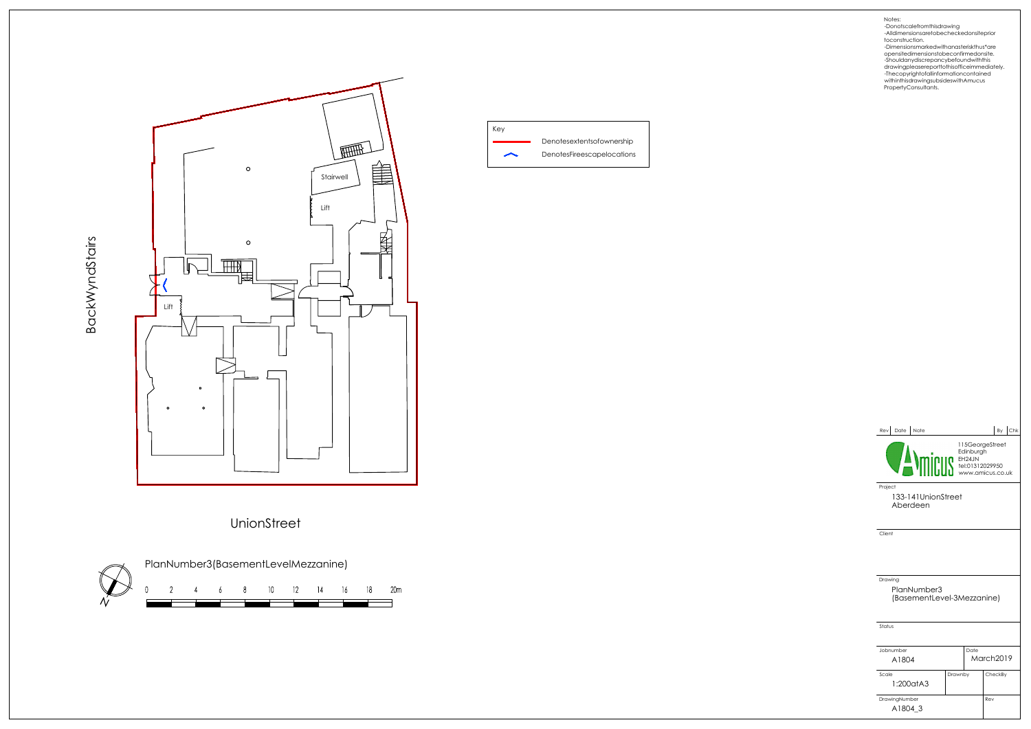Notes:
-Donotscalefromthisdrawing
-Alldimensionsaretobecheckedonsiteprior toconstruction.
-Dimensionsmarkedwithanasteriskthus\*are opensitedimensionstobeconfirmedonsite.
-Shouldanydiscrepancybefoundwiththis drawingpleasereporttothisofficeimmediately.
-Thecopyrightofallinformationcontained withinthisdrawingsubsideswithAmucus PropertyConsultants.

Key

- Denotesextentsofownership
- DenotesFireescapelocations

BackWyndStairs

Stairwell

Lift

Lift

UnionStreet

PlanNumber3(BasementLevelMezzanine)

0 2 4 6 8 10 12 14 16 18 20m

N

| Rev | Date | Note | By | Chk |
|---|---|---|---|---|

Amicus
115GeorgeStreet
Edinburgh
EH24JN
tel:01312029950
www.amicus.co.uk

Project
133-141UnionStreet
Aberdeen

Client

Drawing
PlanNumber3
(BasementLevel-3Mezzanine)

Status

| Jobnumber | | Date |
|---|---|---|
| A1804 | | March2019 |
| Scale | Drawnby | CheckBy |
| 1:200atA3 | | |
| DrawingNumber | | Rev |
| A1804_3 | | |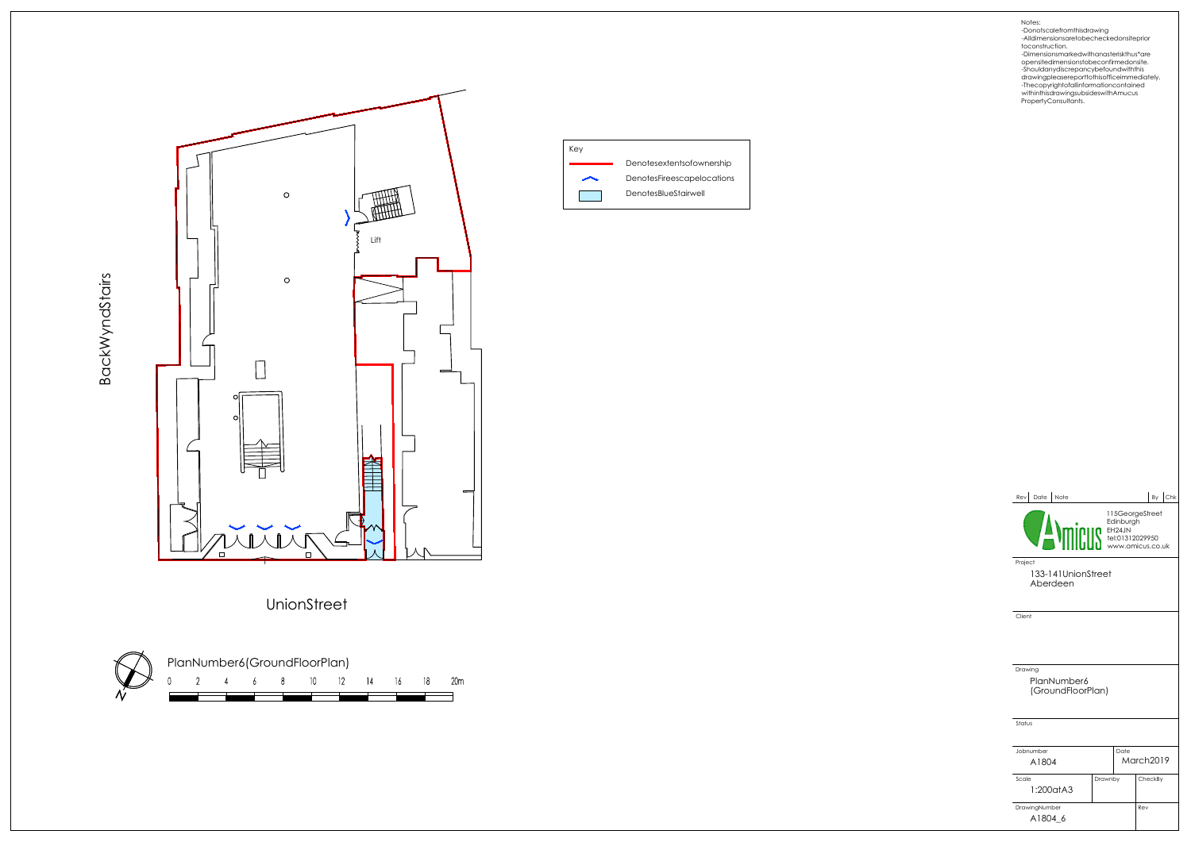Notes:
-Donotscalefromthisdrawing
-Alldimensionsaretobecheckedonsiteprior toconstruction.
-Dimensionsmarkedwithanasteriskthus*are opensitedimensionstobeconfirmedonsite.
-Shouldanydiscrepancybefoundwiththis drawingpleasereporttothisofficeimmediately.
-Thecopyrightofallinformationcontained withinthisdrawingsubsideswithAmucus PropertyConsultants.

Key

- Denotesextentsofownership
- DenotesFireescapelocations
- DenotesBlueStairwell

Lift

BackWyndStairs

UnionStreet

PlanNumber6(GroundFloorPlan)

0 2 4 6 8 10 12 14 16 18 20m

| Rev | Date | Note | By | Chk |
|---|---|---|---|---|

Amicus
115GeorgeStreet
Edinburgh
EH24JN
tel:01312029950
www.amicus.co.uk

Project
133-141UnionStreet
Aberdeen

Client

Drawing
PlanNumber6
(GroundFloorPlan)

Status

| Jobnumber | | Date | |
|---|---|---|---|
| A1804 | | March2019 | |
| Scale | Drawnby | | CheckBy |
| 1:200atA3 | | | |
| DrawingNumber | | | Rev |
| A1804_6 | | | |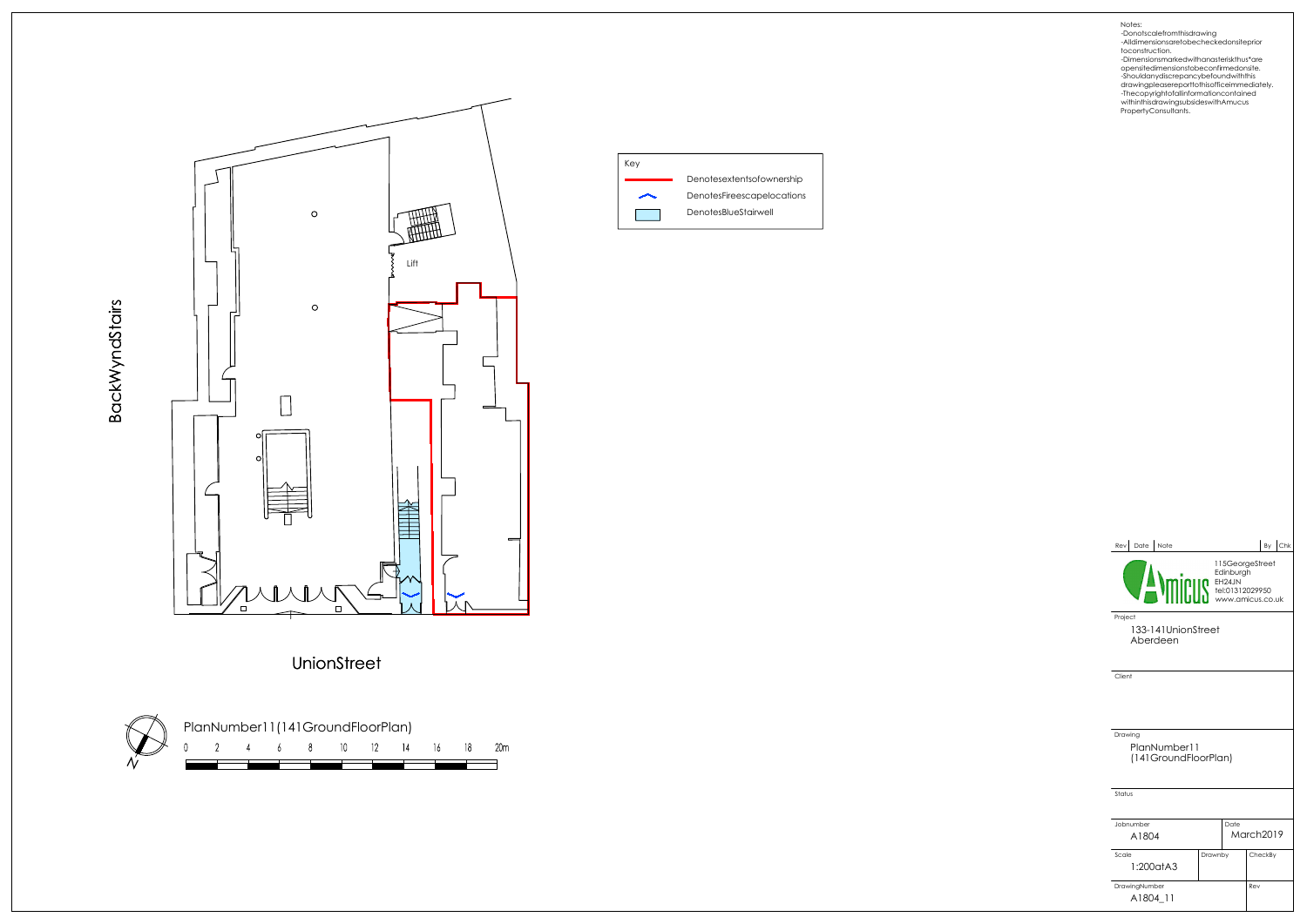Notes:
-Donotscalefromthisdrawing
-Alldimensionsaretobecheckedonsiteprior toconstruction.
-Dimensionsmarkedwithanasteriskthus*are opensitedimensionstobeconfirmedonsite.
-Shouldanydiscrepancybefoundwiththis drawingpleasereporttothisofficeimmediately.
-Thecopyrightofallinformationcontained withinthisdrawingsubsideswithAmucus PropertyConsultants.

Key

- Denotesextentsofownership
- DenotesFireescapelocations
- DenotesBlueStairwell

BackWyndStairs

Lift

UnionStreet

PlanNumber11(141GroundFloorPlan)

0 2 4 6 8 10 12 14 16 18 20m

| Rev | Date | Note | By | Chk |
| --- | --- | --- | --- | --- |

Amicus
115GeorgeStreet
Edinburgh
EH24JN
tel:01312029950
www.amicus.co.uk

Project
133-141UnionStreet
Aberdeen

Client

Drawing
PlanNumber11
(141GroundFloorPlan)

Status

| Jobnumber | | Date |
| --- | --- | --- |
| A1804 | | March2019 |
| Scale | Drawnby | CheckBy |
| 1:200atA3 | | |
| DrawingNumber | | Rev |
| A1804_11 | | |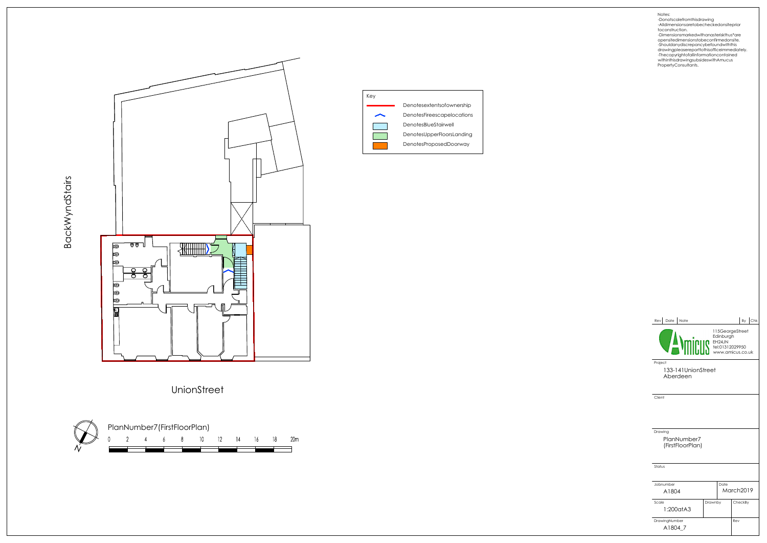Notes:
-Donotscalefromthisdrawing
-Alldimensionsaretobecheckedonsiteprior toconstruction.
-Dimensionsmarkedwithanasteriskthus*are opensitedimensionstobeconfirmedonsite.
-Shouldanydiscrepancybefoundwiththis drawingpleasereporttothisofficeimmediately.
-Thecopyrightofallinformationcontained withinthisdrawingsubsideswithAmucus PropertyConsultants.

BackWyndStairs

Key

- Denotesextentsofownership
- DenotesFireescapelocations
- DenotesBlueStairwell
- DenotesUpperFloorsLanding
- DenotesProposedDoorway

UnionStreet

PlanNumber7(FirstFloorPlan)

0 2 4 6 8 10 12 14 16 18 20m

N

| Rev | Date | Note | By | Chk |
|---|---|---|---|---|

Amicus
115GeorgeStreet
Edinburgh
EH24JN
tel:01312029950
www.amicus.co.uk

Project
133-141UnionStreet
Aberdeen

Client

Drawing
PlanNumber7
(FirstFloorPlan)

Status

| Jobnumber | | Date | |
|---|---|---|---|
| A1804 | | March2019 | |
| Scale | Drawnby | | CheckBy |
| 1:200atA3 | | | |
| DrawingNumber | | | Rev |
| A1804_7 | | | |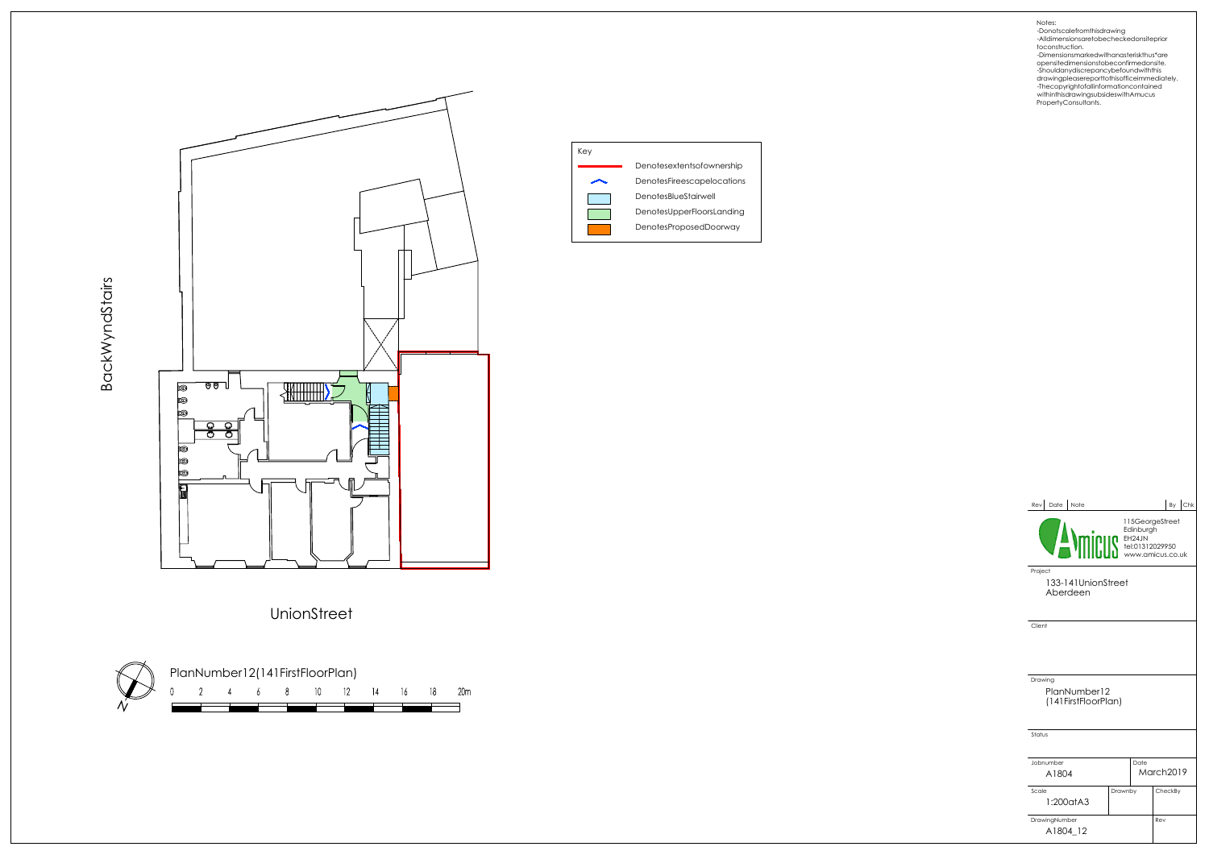Notes:
-Donotscalefromthisdrawing
-Alldimensionsaretobecheckedonsiteprior toconstruction.
-Dimensionsmarkedwithanasteriskthus*are opensitedimensionstobeconfirmedonsite.
-Shouldanydiscrepancybefoundwiththis drawingpleasereporttothisofficeimmediately.
-Thecopyrightofallinformationcontained withinthisdrawingsubsideswithAmucus PropertyConsultants.

BackWyndStairs

Key

- Denotesextentsofownership
- DenotesFireescapelocations
- DenotesBlueStairwell
- DenotesUpperFloorsLanding
- DenotesProposedDoorway

UnionStreet

PlanNumber12(141FirstFloorPlan)

0 2 4 6 8 10 12 14 16 18 20m

N

| Rev | Date | Note | By | Chk |
|---|---|---|---|---|

Amicus
115GeorgeStreet
Edinburgh
EH24JN
tel:01312029950
www.amicus.co.uk

Project
133-141UnionStreet
Aberdeen

Client

Drawing
PlanNumber12
(141FirstFloorPlan)

Status

| Jobnumber | | Date | |
|---|---|---|---|
| A1804 | | March2019 | |
| Scale | Drawnby | | CheckBy |
| 1:200atA3 | | | |
| DrawingNumber | | | Rev |
| A1804_12 | | | |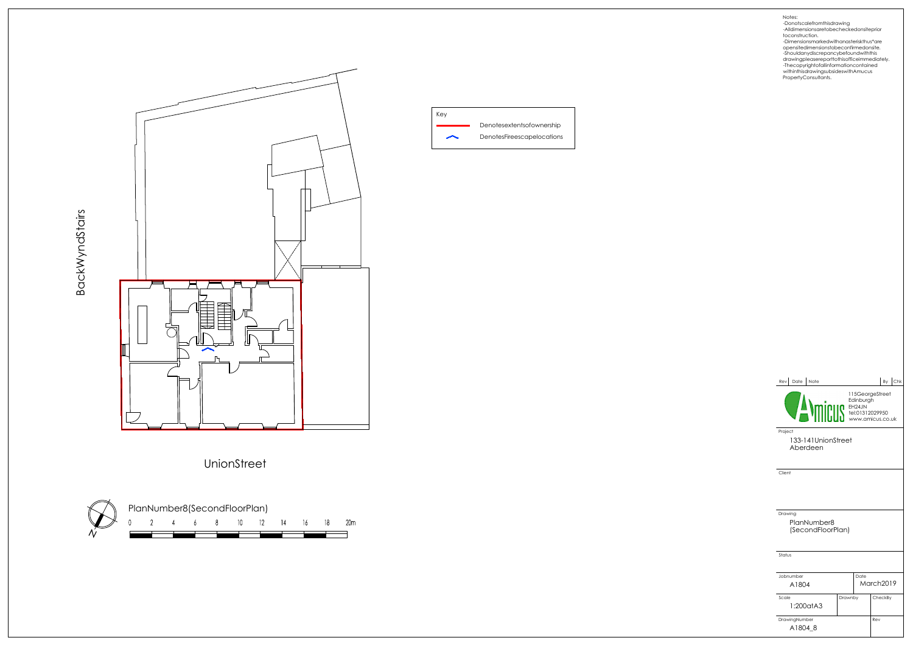Notes:
-Donotscalefromthisdrawing
-Alldimensionsaretobecheckedonsitepriortoconstruction.
-Dimensionsmarkedwithanasteriskthus*areopensitedimensionstobeconfirmedonsite.
-Shouldanydiscrepancybefoundwiththisdrawingpleasereporttothisofficeimmediately.
-Thecopyrightofallinformationcontainedwithinthisdrawingsubsideswith Amucus PropertyConsultants.

BackWyndStairs

Key

- Denotesextentsofownership
- DenotesFireescapelocations

UnionStreet

PlanNumber8(SecondFloorPlan)

0 2 4 6 8 10 12 14 16 18 20m

N

| Rev | Date | Note | By | Chk |
|---|---|---|---|---|

Amicus
115GeorgeStreet
Edinburgh
EH24JN
tel:01312029950
www.amicus.co.uk

Project
133-141UnionStreet
Aberdeen

Client

Drawing
PlanNumber8
(SecondFloorPlan)

Status

| Jobnumber | | Date |
|---|---|---|
| A1804 | | March2019 |
| **Scale** | **Drawnby** | **CheckBy** |
| 1:200atA3 | | |
| **DrawingNumber** | | **Rev** |
| A1804_8 | | |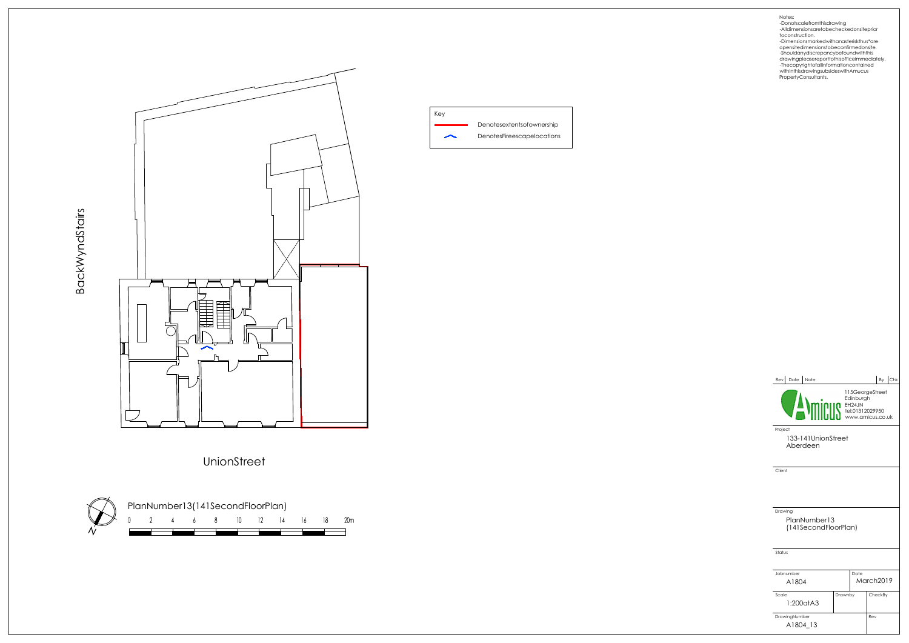Notes:
-Donotscalefromthisdrawing
-Alldimensionsaretobecheckedonsitepriortoconstruction.
-Dimensionsmarkedwithanasteriskthus*are opensitedimensionstobeconfirmedonsite.
-Shouldanydiscrepancybefoundwiththis drawingpleasereporttothisofficeimmediately.
-Thecopyrightofallinformationcontained withinthisdrawingsubsideswithAmucus PropertyConsultants.

Key

- Denotesextentsofownership
- DenotesFireescapelocations

BackWyndStairs

UnionStreet

PlanNumber13(141SecondFloorPlan)

0 2 4 6 8 10 12 14 16 18 20m

N

| Rev | Date | Note | By | Chk |
| --- | --- | --- | --- | --- |

Amicus
115GeorgeStreet
Edinburgh
EH24JN
tel:01312029950
www.amicus.co.uk

Project
133-141UnionStreet
Aberdeen

Client

Drawing
PlanNumber13
(141SecondFloorPlan)

Status

| Jobnumber | Date |
| --- | --- |
| A1804 | March2019 |

| Scale | Drawnby | CheckBy |
| --- | --- | --- |
| 1:200atA3 | | |

| DrawingNumber | Rev |
| --- | --- |
| A1804_13 | |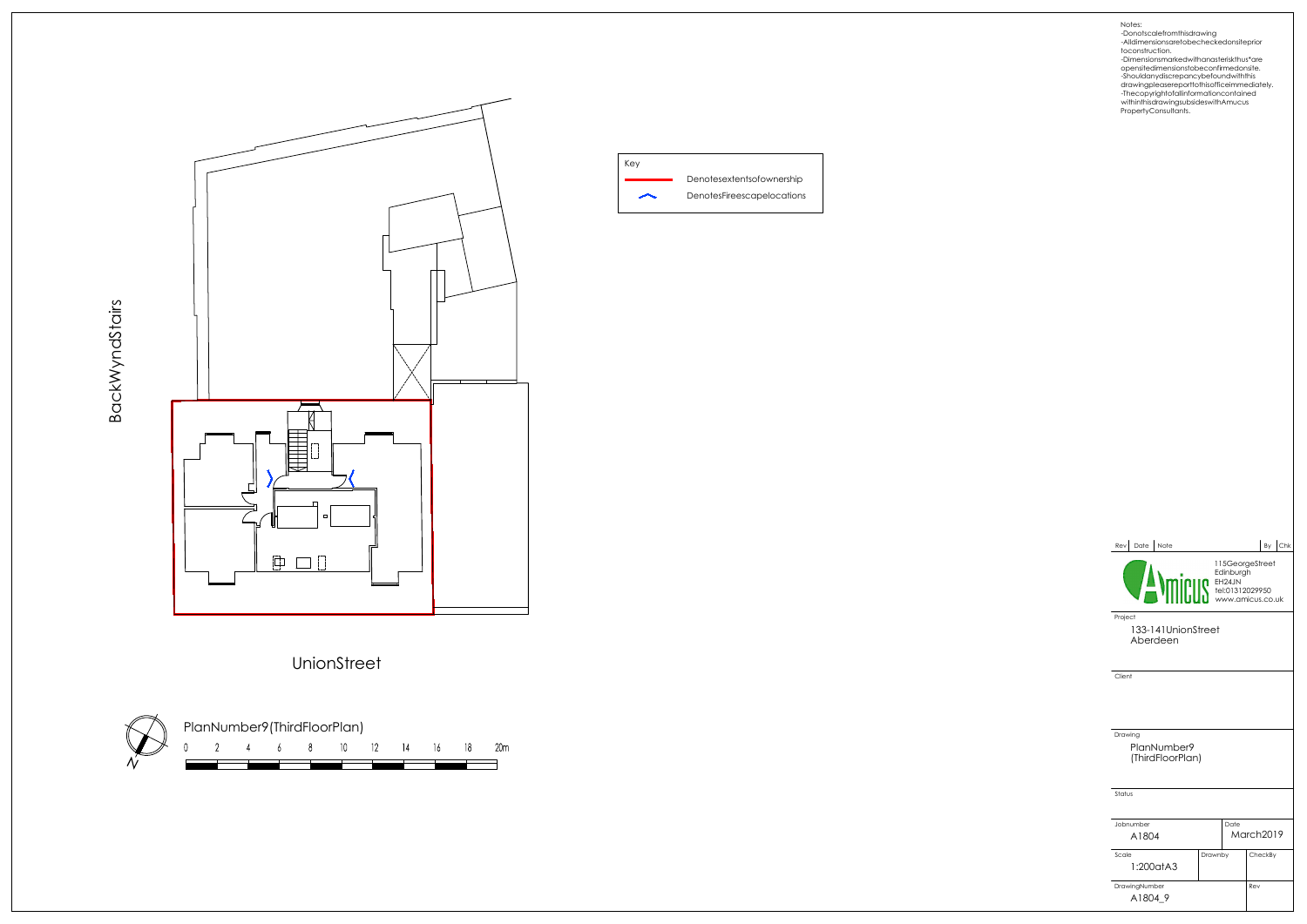Notes:
-Donotscalefromthisdrawing
-Alldimensionsaretobecheckedonsiteprior toconstruction.
-Dimensionsmarkedwithanasteriskthus*are opensitedimensionstobeconfirmedonsite.
-Shouldanydiscrepancybefoundwiththis drawingpleasereporttothisofficeimmediately.
-Thecopyrightofallinformationcontained withinthisdrawingsubsideswithAmucus PropertyConsultants.

Key

- Denotesextentsofownership
- DenotesFireescapelocations

BackWyndStairs

UnionStreet

PlanNumber9(ThirdFloorPlan)

0 2 4 6 8 10 12 14 16 18 20m

N

| Rev | Date | Note | By | Chk |
|---|---|---|---|---|

Amicus
115GeorgeStreet
Edinburgh
EH24JN
tel:01312029950
www.amicus.co.uk

Project
133-141UnionStreet
Aberdeen

Client

Drawing
PlanNumber9
(ThirdFloorPlan)

Status

| Jobnumber | | Date |
|---|---|---|
| A1804 | | March2019 |
| Scale | Drawnby | CheckBy |
| 1:200atA3 | | |
| DrawingNumber | | Rev |
| A1804_9 | | |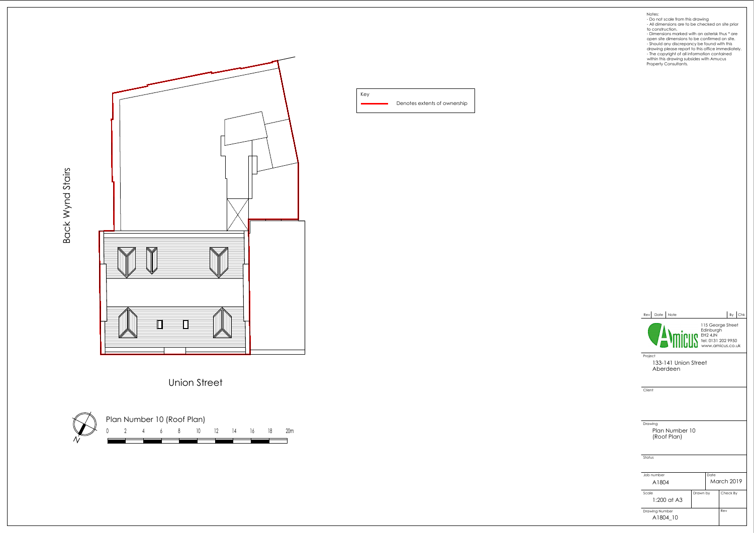Back Wynd Stairs

Key

Denotes extents of ownership

Union Street

Plan Number 10 (Roof Plan)

0 2 4 6 8 10 12 14 16 18 20m

N

Notes:
- Do not scale from this drawing
- All dimensions are to be checked on site prior to construction.
- Dimensions marked with an asterisk thus * are open site dimensions to be confirmed on site.
- Should any discrepancy be found with this drawing please report to this office immediately.
- The copyright of all information contained within this drawing subsides with Amucus Property Consultants.

| Rev | Date | Note | By | Chk |
| --- | --- | --- | --- | --- |

Amicus

115 George Street
Edinburgh
EH2 4JN
tel: 0131 202 9950
www.amicus.co.uk

Project
133-141 Union Street
Aberdeen

Client

Drawing
Plan Number 10
(Roof Plan)

Status

| Job number | | Date |
| --- | --- | --- |
| A1804 | | March 2019 |
| Scale | Drawn by | Check By |
| 1:200 at A3 | | |
| Drawing Number | | Rev |
| A1804_10 | | |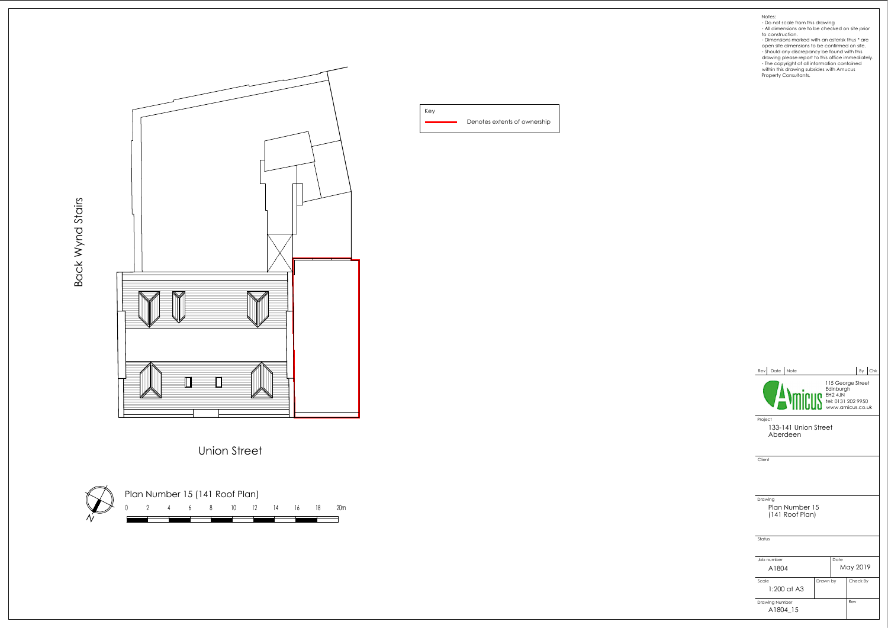Back Wynd Stairs

Key

Denotes extents of ownership

Union Street

N

Plan Number 15 (141 Roof Plan)

0 2 4 6 8 10 12 14 16 18 20m

Notes:
- Do not scale from this drawing
- All dimensions are to be checked on site prior to construction.
- Dimensions marked with an asterisk thus * are open site dimensions to be confirmed on site.
- Should any discrepancy be found with this drawing please report to this office immediately.
- The copyright of all information contained within this drawing subsides with Amucus Property Consultants.

| Rev | Date | Note | By | Chk |
|---|---|---|---|---|

Amicus
115 George Street
Edinburgh
EH2 4JN
tel: 0131 202 9950
www.amicus.co.uk

Project
133-141 Union Street
Aberdeen

Client

Drawing
Plan Number 15
(141 Roof Plan)

Status

| Job number | | Date |
|---|---|---|
| A1804 | | May 2019 |
| Scale | Drawn by | Check By |
| 1:200 at A3 | | |
| Drawing Number | | Rev |
| A1804_15 | | |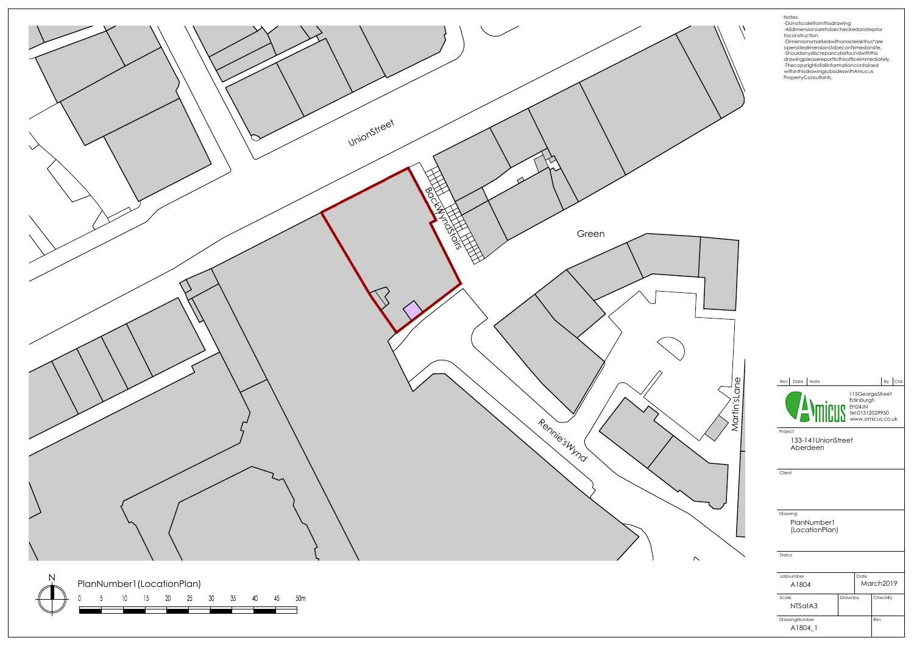Union Street

Back Wynd Stairs

Green

Rennie's Wynd

Martin's Lane

Notes:
- Do not scale from this drawing
- All dimensions are to be checked on site prior to construction.
- Dimensions marked with an asterisk thus* are open sited dimensions to be confirmed on site.
- Should any discrepancy be found with this drawing please report to this office immediately.
- The copyright to all information contained within this drawing subsides with Amicus Property Consultants.

N

Plan Number 1 (Location Plan)

0 5 10 15 20 25 30 35 40 45 50m

| Rev | Date | Note | By | Chk |
|---|---|---|---|---|

Amicus
115 George Street
Edinburgh
EH2 4JN
tel: 0131 202 9950
www.amicus.co.uk

Project
133-141 Union Street
Aberdeen

Client

Drawing
Plan Number 1
(Location Plan)

Status

| Job number | Date | |
|---|---|---|
| A1804 | March 2019 | |
| **Scale** | **Drawn by** | **Check By** |
| NTS at A3 | | |
| **Drawing Number** | | **Rev** |
| A1804_1 | | |